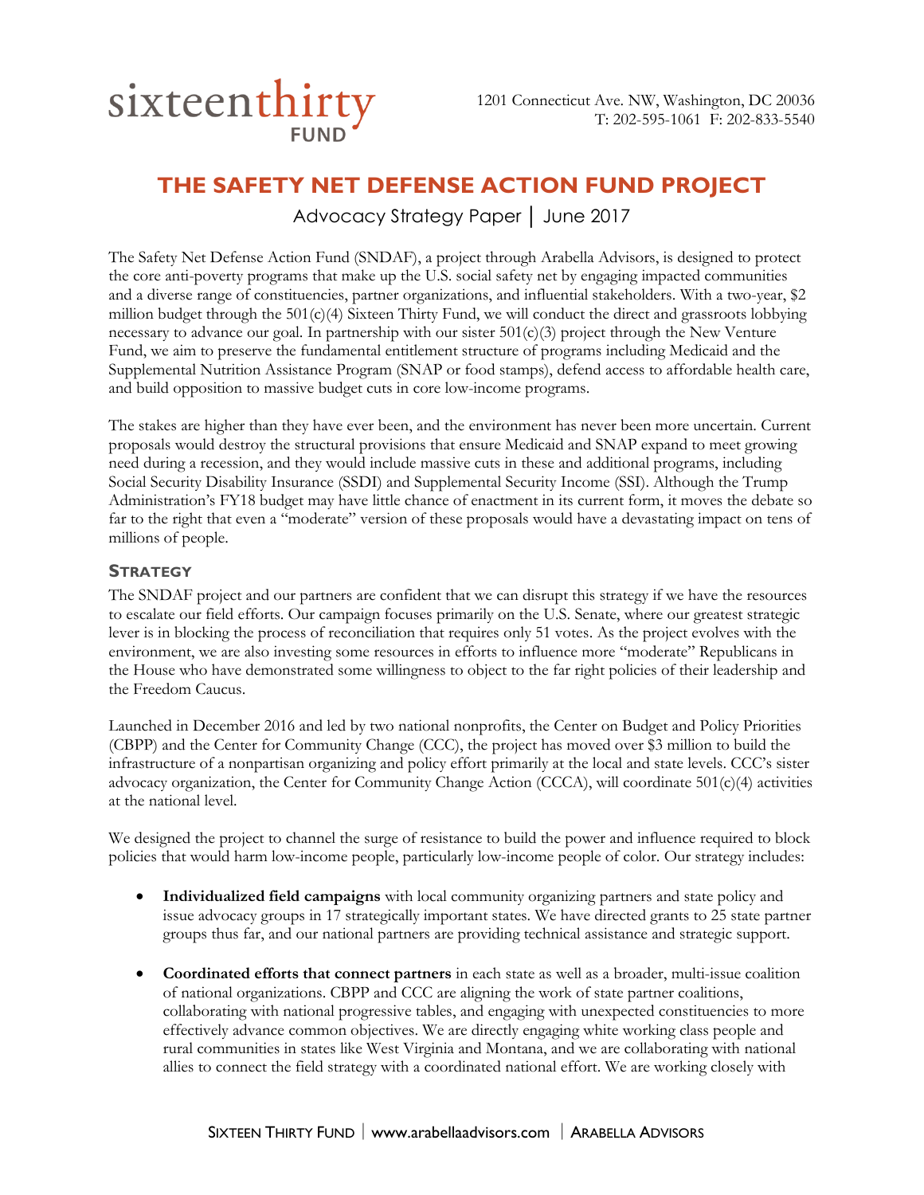sixteenthirty FUND

1201 Connecticut Ave. NW, Washington, DC 20036
T: 202-595-1061 F: 202-833-5540

# THE SAFETY NET DEFENSE ACTION FUND PROJECT

Advocacy Strategy Paper | June 2017

The Safety Net Defense Action Fund (SNDAF), a project through Arabella Advisors, is designed to protect the core anti-poverty programs that make up the U.S. social safety net by engaging impacted communities and a diverse range of constituencies, partner organizations, and influential stakeholders. With a two-year, $2 million budget through the 501(c)(4) Sixteen Thirty Fund, we will conduct the direct and grassroots lobbying necessary to advance our goal. In partnership with our sister 501(c)(3) project through the New Venture Fund, we aim to preserve the fundamental entitlement structure of programs including Medicaid and the Supplemental Nutrition Assistance Program (SNAP or food stamps), defend access to affordable health care, and build opposition to massive budget cuts in core low-income programs.

The stakes are higher than they have ever been, and the environment has never been more uncertain. Current proposals would destroy the structural provisions that ensure Medicaid and SNAP expand to meet growing need during a recession, and they would include massive cuts in these and additional programs, including Social Security Disability Insurance (SSDI) and Supplemental Security Income (SSI). Although the Trump Administration's FY18 budget may have little chance of enactment in its current form, it moves the debate so far to the right that even a "moderate" version of these proposals would have a devastating impact on tens of millions of people.

## Strategy

The SNDAF project and our partners are confident that we can disrupt this strategy if we have the resources to escalate our field efforts. Our campaign focuses primarily on the U.S. Senate, where our greatest strategic lever is in blocking the process of reconciliation that requires only 51 votes. As the project evolves with the environment, we are also investing some resources in efforts to influence more "moderate" Republicans in the House who have demonstrated some willingness to object to the far right policies of their leadership and the Freedom Caucus.

Launched in December 2016 and led by two national nonprofits, the Center on Budget and Policy Priorities (CBPP) and the Center for Community Change (CCC), the project has moved over $3 million to build the infrastructure of a nonpartisan organizing and policy effort primarily at the local and state levels. CCC's sister advocacy organization, the Center for Community Change Action (CCCA), will coordinate 501(c)(4) activities at the national level.

We designed the project to channel the surge of resistance to build the power and influence required to block policies that would harm low-income people, particularly low-income people of color. Our strategy includes:

- **Individualized field campaigns** with local community organizing partners and state policy and issue advocacy groups in 17 strategically important states. We have directed grants to 25 state partner groups thus far, and our national partners are providing technical assistance and strategic support.
- **Coordinated efforts that connect partners** in each state as well as a broader, multi-issue coalition of national organizations. CBPP and CCC are aligning the work of state partner coalitions, collaborating with national progressive tables, and engaging with unexpected constituencies to more effectively advance common objectives. We are directly engaging white working class people and rural communities in states like West Virginia and Montana, and we are collaborating with national allies to connect the field strategy with a coordinated national effort. We are working closely with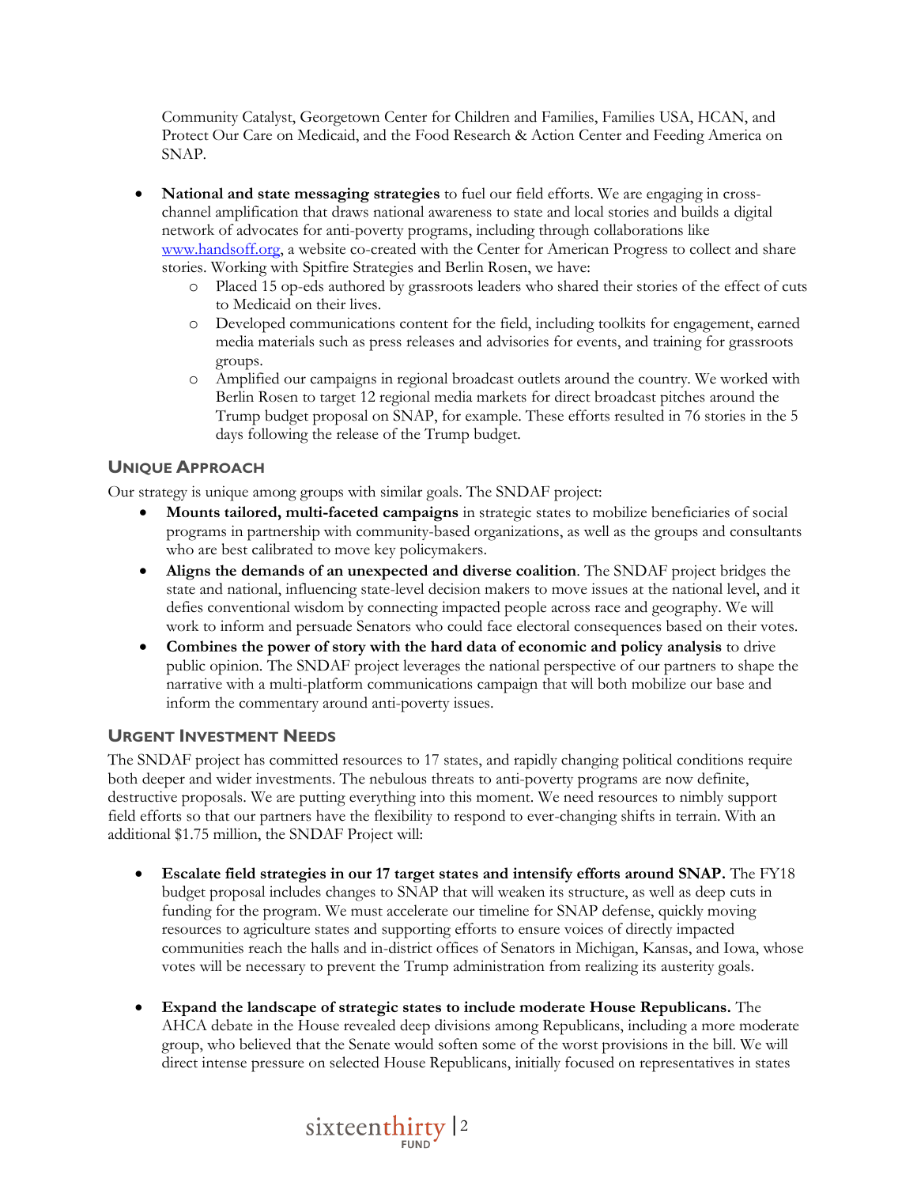Community Catalyst, Georgetown Center for Children and Families, Families USA, HCAN, and Protect Our Care on Medicaid, and the Food Research & Action Center and Feeding America on SNAP.

- **National and state messaging strategies** to fuel our field efforts. We are engaging in cross-channel amplification that draws national awareness to state and local stories and builds a digital network of advocates for anti-poverty programs, including through collaborations like www.handsoff.org, a website co-created with the Center for American Progress to collect and share stories. Working with Spitfire Strategies and Berlin Rosen, we have:
  - Placed 15 op-eds authored by grassroots leaders who shared their stories of the effect of cuts to Medicaid on their lives.
  - Developed communications content for the field, including toolkits for engagement, earned media materials such as press releases and advisories for events, and training for grassroots groups.
  - Amplified our campaigns in regional broadcast outlets around the country. We worked with Berlin Rosen to target 12 regional media markets for direct broadcast pitches around the Trump budget proposal on SNAP, for example. These efforts resulted in 76 stories in the 5 days following the release of the Trump budget.

## Unique Approach

Our strategy is unique among groups with similar goals. The SNDAF project:

- **Mounts tailored, multi-faceted campaigns** in strategic states to mobilize beneficiaries of social programs in partnership with community-based organizations, as well as the groups and consultants who are best calibrated to move key policymakers.
- **Aligns the demands of an unexpected and diverse coalition**. The SNDAF project bridges the state and national, influencing state-level decision makers to move issues at the national level, and it defies conventional wisdom by connecting impacted people across race and geography. We will work to inform and persuade Senators who could face electoral consequences based on their votes.
- **Combines the power of story with the hard data of economic and policy analysis** to drive public opinion. The SNDAF project leverages the national perspective of our partners to shape the narrative with a multi-platform communications campaign that will both mobilize our base and inform the commentary around anti-poverty issues.

## Urgent Investment Needs

The SNDAF project has committed resources to 17 states, and rapidly changing political conditions require both deeper and wider investments. The nebulous threats to anti-poverty programs are now definite, destructive proposals. We are putting everything into this moment. We need resources to nimbly support field efforts so that our partners have the flexibility to respond to ever-changing shifts in terrain. With an additional $1.75 million, the SNDAF Project will:

- **Escalate field strategies in our 17 target states and intensify efforts around SNAP.** The FY18 budget proposal includes changes to SNAP that will weaken its structure, as well as deep cuts in funding for the program. We must accelerate our timeline for SNAP defense, quickly moving resources to agriculture states and supporting efforts to ensure voices of directly impacted communities reach the halls and in-district offices of Senators in Michigan, Kansas, and Iowa, whose votes will be necessary to prevent the Trump administration from realizing its austerity goals.

- **Expand the landscape of strategic states to include moderate House Republicans.** The AHCA debate in the House revealed deep divisions among Republicans, including a more moderate group, who believed that the Senate would soften some of the worst provisions in the bill. We will direct intense pressure on selected House Republicans, initially focused on representatives in states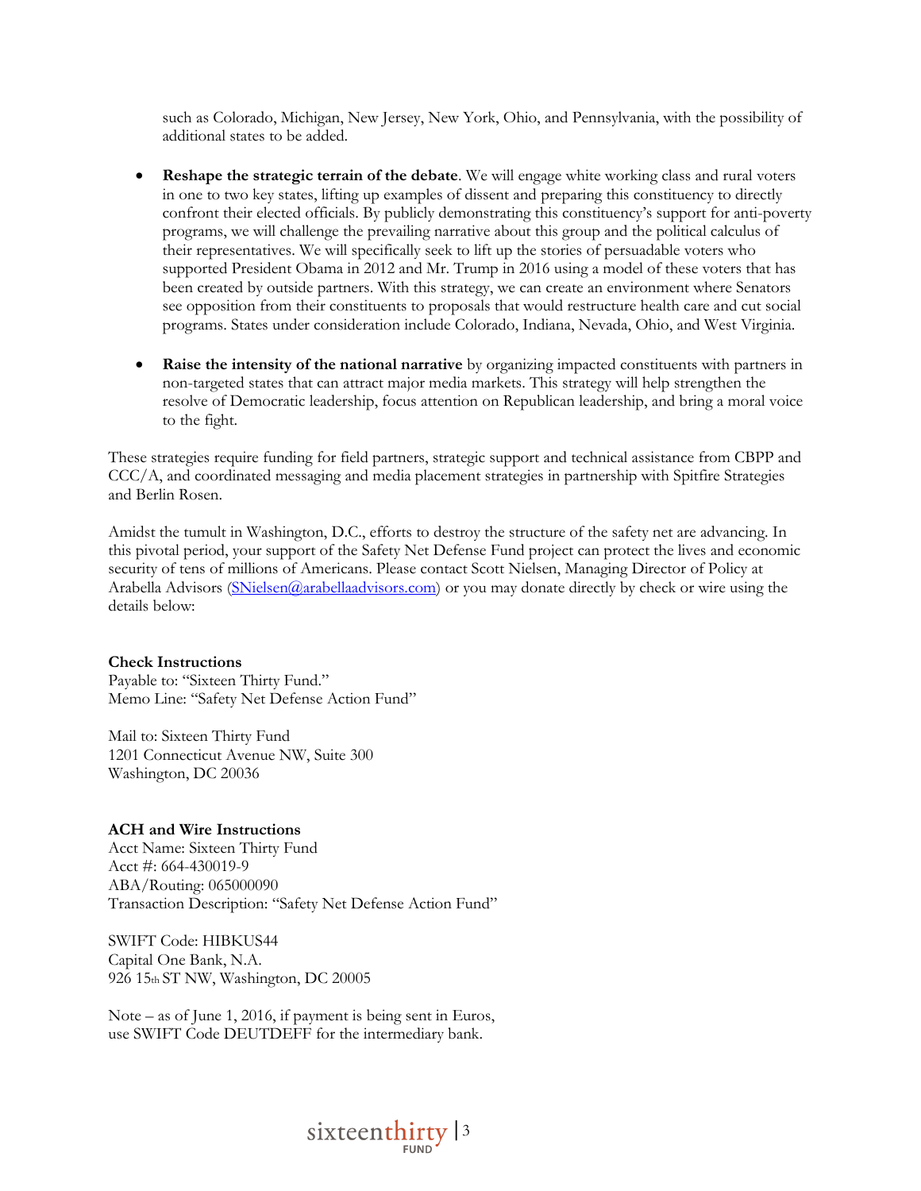such as Colorado, Michigan, New Jersey, New York, Ohio, and Pennsylvania, with the possibility of additional states to be added.

- **Reshape the strategic terrain of the debate**. We will engage white working class and rural voters in one to two key states, lifting up examples of dissent and preparing this constituency to directly confront their elected officials. By publicly demonstrating this constituency's support for anti-poverty programs, we will challenge the prevailing narrative about this group and the political calculus of their representatives. We will specifically seek to lift up the stories of persuadable voters who supported President Obama in 2012 and Mr. Trump in 2016 using a model of these voters that has been created by outside partners. With this strategy, we can create an environment where Senators see opposition from their constituents to proposals that would restructure health care and cut social programs. States under consideration include Colorado, Indiana, Nevada, Ohio, and West Virginia.

- **Raise the intensity of the national narrative** by organizing impacted constituents with partners in non-targeted states that can attract major media markets. This strategy will help strengthen the resolve of Democratic leadership, focus attention on Republican leadership, and bring a moral voice to the fight.

These strategies require funding for field partners, strategic support and technical assistance from CBPP and CCC/A, and coordinated messaging and media placement strategies in partnership with Spitfire Strategies and Berlin Rosen.

Amidst the tumult in Washington, D.C., efforts to destroy the structure of the safety net are advancing. In this pivotal period, your support of the Safety Net Defense Fund project can protect the lives and economic security of tens of millions of Americans. Please contact Scott Nielsen, Managing Director of Policy at Arabella Advisors (SNielsen@arabellaadvisors.com) or you may donate directly by check or wire using the details below:

**Check Instructions**
Payable to: "Sixteen Thirty Fund."
Memo Line: "Safety Net Defense Action Fund"

Mail to: Sixteen Thirty Fund
1201 Connecticut Avenue NW, Suite 300
Washington, DC 20036

**ACH and Wire Instructions**
Acct Name: Sixteen Thirty Fund
Acct #: 664-430019-9
ABA/Routing: 065000090
Transaction Description: "Safety Net Defense Action Fund"

SWIFT Code: HIBKUS44
Capital One Bank, N.A.
926 15th ST NW, Washington, DC 20005

Note – as of June 1, 2016, if payment is being sent in Euros, use SWIFT Code DEUTDEFF for the intermediary bank.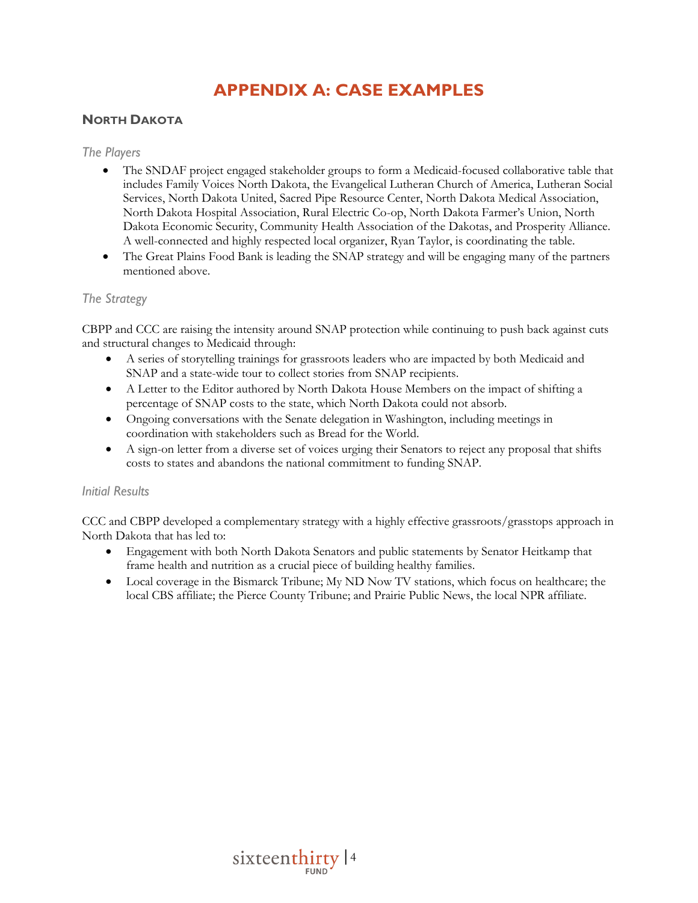# APPENDIX A: CASE EXAMPLES

## North Dakota

### *The Players*

- The SNDAF project engaged stakeholder groups to form a Medicaid-focused collaborative table that includes Family Voices North Dakota, the Evangelical Lutheran Church of America, Lutheran Social Services, North Dakota United, Sacred Pipe Resource Center, North Dakota Medical Association, North Dakota Hospital Association, Rural Electric Co-op, North Dakota Farmer's Union, North Dakota Economic Security, Community Health Association of the Dakotas, and Prosperity Alliance. A well-connected and highly respected local organizer, Ryan Taylor, is coordinating the table.
- The Great Plains Food Bank is leading the SNAP strategy and will be engaging many of the partners mentioned above.

### *The Strategy*

CBPP and CCC are raising the intensity around SNAP protection while continuing to push back against cuts and structural changes to Medicaid through:

- A series of storytelling trainings for grassroots leaders who are impacted by both Medicaid and SNAP and a state-wide tour to collect stories from SNAP recipients.
- A Letter to the Editor authored by North Dakota House Members on the impact of shifting a percentage of SNAP costs to the state, which North Dakota could not absorb.
- Ongoing conversations with the Senate delegation in Washington, including meetings in coordination with stakeholders such as Bread for the World.
- A sign-on letter from a diverse set of voices urging their Senators to reject any proposal that shifts costs to states and abandons the national commitment to funding SNAP.

### *Initial Results*

CCC and CBPP developed a complementary strategy with a highly effective grassroots/grasstops approach in North Dakota that has led to:

- Engagement with both North Dakota Senators and public statements by Senator Heitkamp that frame health and nutrition as a crucial piece of building healthy families.
- Local coverage in the Bismarck Tribune; My ND Now TV stations, which focus on healthcare; the local CBS affiliate; the Pierce County Tribune; and Prairie Public News, the local NPR affiliate.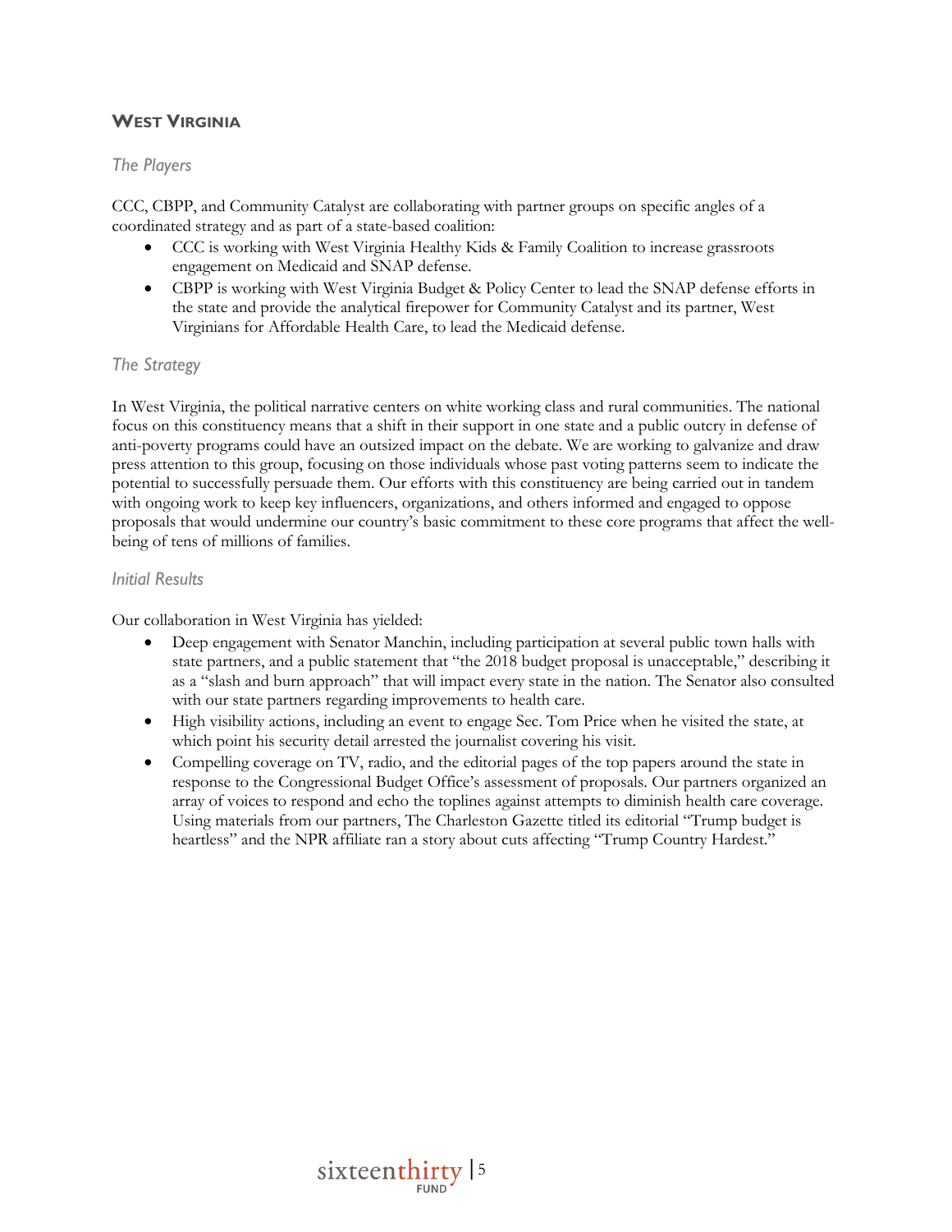## West Virginia

### *The Players*

CCC, CBPP, and Community Catalyst are collaborating with partner groups on specific angles of a coordinated strategy and as part of a state-based coalition:

- CCC is working with West Virginia Healthy Kids & Family Coalition to increase grassroots engagement on Medicaid and SNAP defense.
- CBPP is working with West Virginia Budget & Policy Center to lead the SNAP defense efforts in the state and provide the analytical firepower for Community Catalyst and its partner, West Virginians for Affordable Health Care, to lead the Medicaid defense.

### *The Strategy*

In West Virginia, the political narrative centers on white working class and rural communities. The national focus on this constituency means that a shift in their support in one state and a public outcry in defense of anti-poverty programs could have an outsized impact on the debate. We are working to galvanize and draw press attention to this group, focusing on those individuals whose past voting patterns seem to indicate the potential to successfully persuade them. Our efforts with this constituency are being carried out in tandem with ongoing work to keep key influencers, organizations, and others informed and engaged to oppose proposals that would undermine our country's basic commitment to these core programs that affect the well-being of tens of millions of families.

### *Initial Results*

Our collaboration in West Virginia has yielded:

- Deep engagement with Senator Manchin, including participation at several public town halls with state partners, and a public statement that "the 2018 budget proposal is unacceptable," describing it as a "slash and burn approach" that will impact every state in the nation. The Senator also consulted with our state partners regarding improvements to health care.
- High visibility actions, including an event to engage Sec. Tom Price when he visited the state, at which point his security detail arrested the journalist covering his visit.
- Compelling coverage on TV, radio, and the editorial pages of the top papers around the state in response to the Congressional Budget Office's assessment of proposals. Our partners organized an array of voices to respond and echo the toplines against attempts to diminish health care coverage. Using materials from our partners, The Charleston Gazette titled its editorial "Trump budget is heartless" and the NPR affiliate ran a story about cuts affecting "Trump Country Hardest."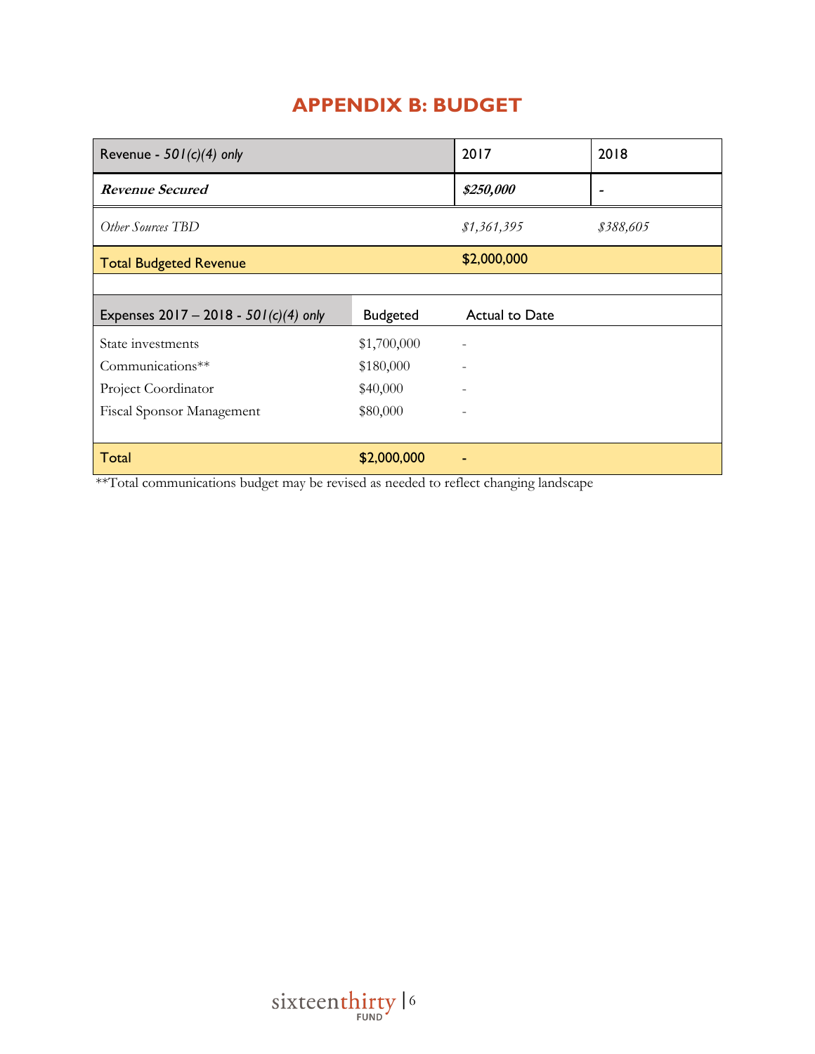## APPENDIX B: BUDGET

| Revenue - *501(c)(4) only* | 2017 | 2018 |
|---|---|---|
| ***Revenue Secured*** | ***$250,000*** | - |
| *Other Sources TBD* | *$1,361,395* | *$388,605* |
| Total Budgeted Revenue | $2,000,000 | |

| Expenses 2017 – 2018 - *501(c)(4) only* | Budgeted | Actual to Date |
|---|---|---|
| State investments | $1,700,000 | - |
| Communications** | $180,000 | - |
| Project Coordinator | $40,000 | - |
| Fiscal Sponsor Management | $80,000 | - |
| Total | $2,000,000 | - |

**Total communications budget may be revised as needed to reflect changing landscape